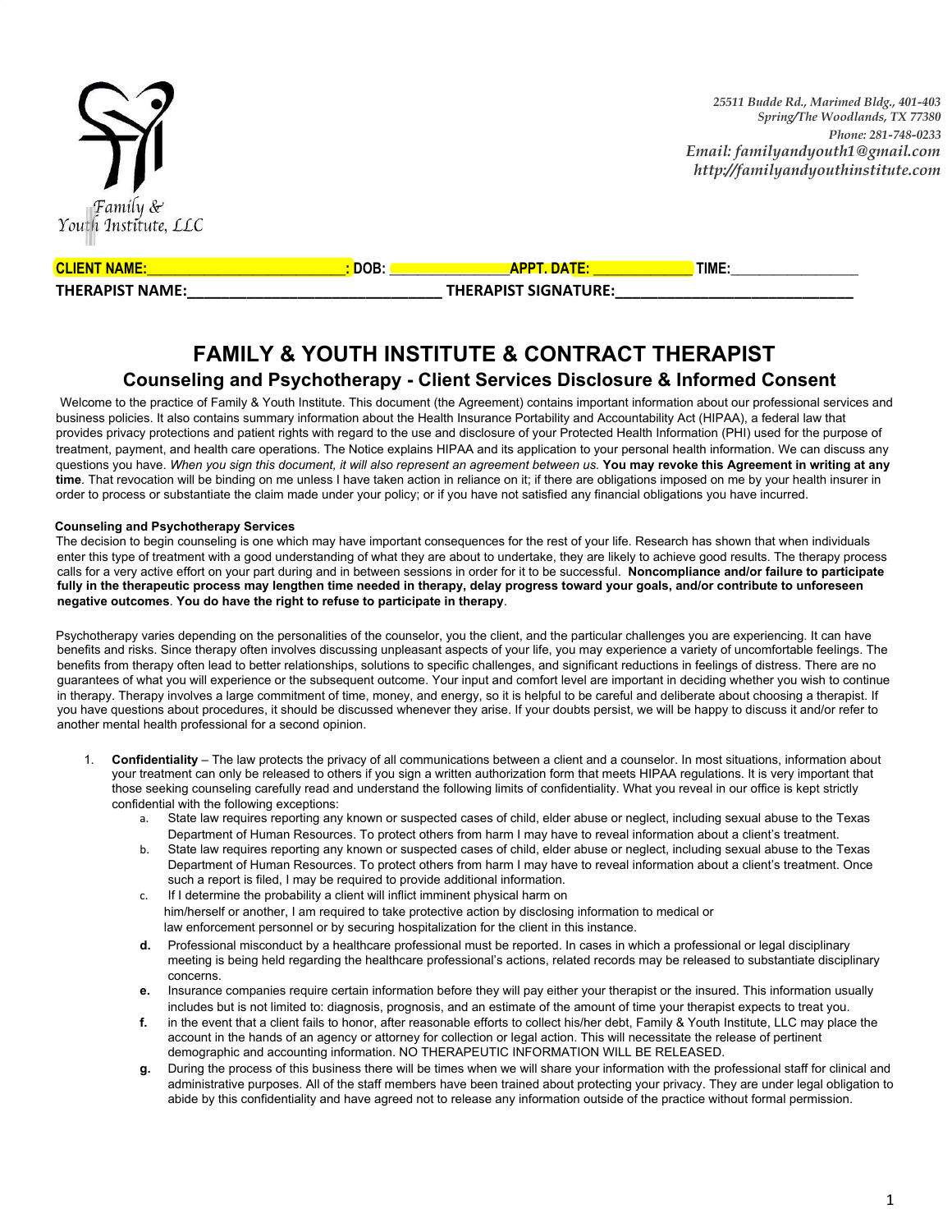Family & Youth Institute, LLC

*25511 Budde Rd., Marimed Bldg., 401-403*
*Spring/The Woodlands, TX 77380*
*Phone: 281-748-0233*
*Email: familyandyouth1@gmail.com*
*http://familyandyouthinstitute.com*

**CLIENT NAME:___________________________: DOB: ________________ APPT. DATE: _____________ TIME:_________________**

**THERAPIST NAME:________________________________ THERAPIST SIGNATURE:______________________________**

# FAMILY & YOUTH INSTITUTE & CONTRACT THERAPIST

## Counseling and Psychotherapy - Client Services Disclosure & Informed Consent

Welcome to the practice of Family & Youth Institute. This document (the Agreement) contains important information about our professional services and business policies. It also contains summary information about the Health Insurance Portability and Accountability Act (HIPAA), a federal law that provides privacy protections and patient rights with regard to the use and disclosure of your Protected Health Information (PHI) used for the purpose of treatment, payment, and health care operations. The Notice explains HIPAA and its application to your personal health information. We can discuss any questions you have. *When you sign this document, it will also represent an agreement between us.* **You may revoke this Agreement in writing at any time**. That revocation will be binding on me unless I have taken action in reliance on it; if there are obligations imposed on me by your health insurer in order to process or substantiate the claim made under your policy; or if you have not satisfied any financial obligations you have incurred.

**Counseling and Psychotherapy Services**

The decision to begin counseling is one which may have important consequences for the rest of your life. Research has shown that when individuals enter this type of treatment with a good understanding of what they are about to undertake, they are likely to achieve good results. The therapy process calls for a very active effort on your part during and in between sessions in order for it to be successful. **Noncompliance and/or failure to participate fully in the therapeutic process may lengthen time needed in therapy, delay progress toward your goals, and/or contribute to unforeseen negative outcomes**. **You do have the right to refuse to participate in therapy**.

Psychotherapy varies depending on the personalities of the counselor, you the client, and the particular challenges you are experiencing. It can have benefits and risks. Since therapy often involves discussing unpleasant aspects of your life, you may experience a variety of uncomfortable feelings. The benefits from therapy often lead to better relationships, solutions to specific challenges, and significant reductions in feelings of distress. There are no guarantees of what you will experience or the subsequent outcome. Your input and comfort level are important in deciding whether you wish to continue in therapy. Therapy involves a large commitment of time, money, and energy, so it is helpful to be careful and deliberate about choosing a therapist. If you have questions about procedures, it should be discussed whenever they arise. If your doubts persist, we will be happy to discuss it and/or refer to another mental health professional for a second opinion.

1. **Confidentiality** – The law protects the privacy of all communications between a client and a counselor. In most situations, information about your treatment can only be released to others if you sign a written authorization form that meets HIPAA regulations. It is very important that those seeking counseling carefully read and understand the following limits of confidentiality. What you reveal in our office is kept strictly confidential with the following exceptions:
   a. State law requires reporting any known or suspected cases of child, elder abuse or neglect, including sexual abuse to the Texas Department of Human Resources. To protect others from harm I may have to reveal information about a client's treatment.
   b. State law requires reporting any known or suspected cases of child, elder abuse or neglect, including sexual abuse to the Texas Department of Human Resources. To protect others from harm I may have to reveal information about a client's treatment. Once such a report is filed, I may be required to provide additional information.
   c. If I determine the probability a client will inflict imminent physical harm on him/herself or another, I am required to take protective action by disclosing information to medical or law enforcement personnel or by securing hospitalization for the client in this instance.
   **d.** Professional misconduct by a healthcare professional must be reported. In cases in which a professional or legal disciplinary meeting is being held regarding the healthcare professional's actions, related records may be released to substantiate disciplinary concerns.
   **e.** Insurance companies require certain information before they will pay either your therapist or the insured. This information usually includes but is not limited to: diagnosis, prognosis, and an estimate of the amount of time your therapist expects to treat you.
   **f.** in the event that a client fails to honor, after reasonable efforts to collect his/her debt, Family & Youth Institute, LLC may place the account in the hands of an agency or attorney for collection or legal action. This will necessitate the release of pertinent demographic and accounting information. NO THERAPEUTIC INFORMATION WILL BE RELEASED.
   **g.** During the process of this business there will be times when we will share your information with the professional staff for clinical and administrative purposes. All of the staff members have been trained about protecting your privacy. They are under legal obligation to abide by this confidentiality and have agreed not to release any information outside of the practice without formal permission.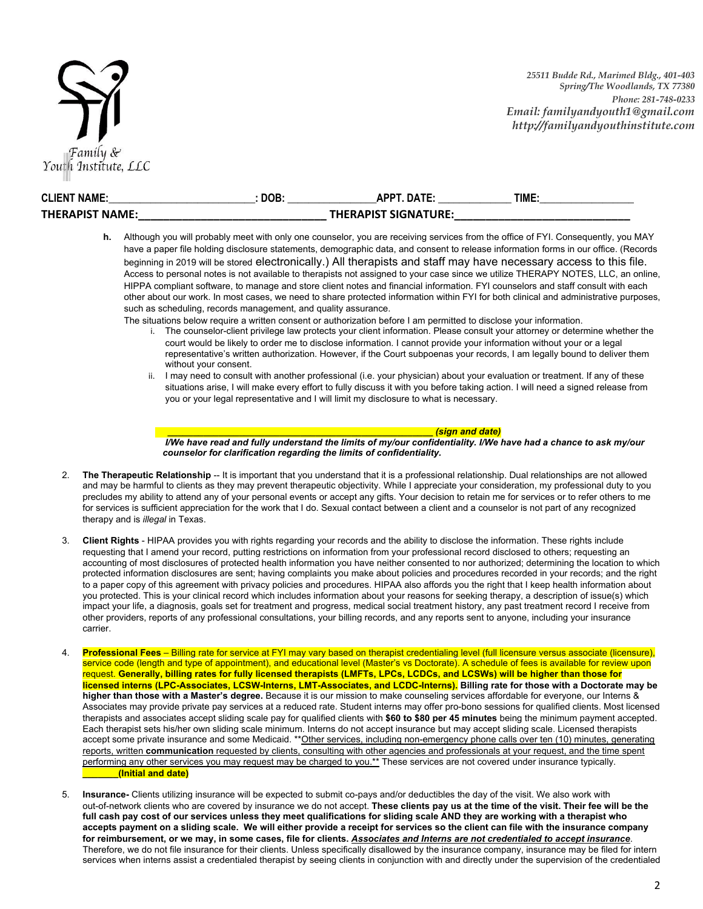Family & Youth Institute, LLC

*25511 Budde Rd., Marimed Bldg., 401-403*
*Spring/The Woodlands, TX 77380*
*Phone: 281-748-0233*
*Email: familyandyouth1@gmail.com*
*http://familyandyouthinstitute.com*

**CLIENT NAME:**__________________________**: DOB:** ________________**APPT. DATE:** _____________ **TIME:**_________________

**THERAPIST NAME:**________________________________ **THERAPIST SIGNATURE:**______________________________

**h.** Although you will probably meet with only one counselor, you are receiving services from the office of FYI. Consequently, you MAY have a paper file holding disclosure statements, demographic data, and consent to release information forms in our office. (Records beginning in 2019 will be stored electronically.) All therapists and staff may have necessary access to this file. Access to personal notes is not available to therapists not assigned to your case since we utilize THERAPY NOTES, LLC, an online, HIPPA compliant software, to manage and store client notes and financial information. FYI counselors and staff consult with each other about our work. In most cases, we need to share protected information within FYI for both clinical and administrative purposes, such as scheduling, records management, and quality assurance.

The situations below require a written consent or authorization before I am permitted to disclose your information.

i. The counselor-client privilege law protects your client information. Please consult your attorney or determine whether the court would be likely to order me to disclose information. I cannot provide your information without your or a legal representative's written authorization. However, if the Court subpoenas your records, I am legally bound to deliver them without your consent.

ii. I may need to consult with another professional (i.e. your physician) about your evaluation or treatment. If any of these situations arise, I will make every effort to fully discuss it with you before taking action. I will need a signed release from you or your legal representative and I will limit my disclosure to what is necessary.

______________________________________________________ ***(sign and date)***

***I/We have read and fully understand the limits of my/our confidentiality. I/We have had a chance to ask my/our counselor for clarification regarding the limits of confidentiality.***

2. **The Therapeutic Relationship** -- It is important that you understand that it is a professional relationship. Dual relationships are not allowed and may be harmful to clients as they may prevent therapeutic objectivity. While I appreciate your consideration, my professional duty to you precludes my ability to attend any of your personal events or accept any gifts. Your decision to retain me for services or to refer others to me for services is sufficient appreciation for the work that I do. Sexual contact between a client and a counselor is not part of any recognized therapy and is *illegal* in Texas.

3. **Client Rights** - HIPAA provides you with rights regarding your records and the ability to disclose the information. These rights include requesting that I amend your record, putting restrictions on information from your professional record disclosed to others; requesting an accounting of most disclosures of protected health information you have neither consented to nor authorized; determining the location to which protected information disclosures are sent; having complaints you make about policies and procedures recorded in your records; and the right to a paper copy of this agreement with privacy policies and procedures. HIPAA also affords you the right that I keep health information about you protected. This is your clinical record which includes information about your reasons for seeking therapy, a description of issue(s) which impact your life, a diagnosis, goals set for treatment and progress, medical social treatment history, any past treatment record I receive from other providers, reports of any professional consultations, your billing records, and any reports sent to anyone, including your insurance carrier.

4. **Professional Fees** – Billing rate for service at FYI may vary based on therapist credentialing level (full licensure versus associate (licensure), service code (length and type of appointment), and educational level (Master's vs Doctorate). A schedule of fees is available for review upon request. **Generally, billing rates for fully licensed therapists (LMFTs, LPCs, LCDCs, and LCSWs) will be higher than those for licensed interns (LPC-Associates, LCSW-Interns, LMT-Associates, and LCDC-Interns). Billing rate for those with a Doctorate may be higher than those with a Master's degree.** Because it is our mission to make counseling services affordable for everyone, our Interns & Associates may provide private pay services at a reduced rate. Student interns may offer pro-bono sessions for qualified clients. Most licensed therapists and associates accept sliding scale pay for qualified clients with **$60 to $80 per 45 minutes** being the minimum payment accepted. Each therapist sets his/her own sliding scale minimum. Interns do not accept insurance but may accept sliding scale. Licensed therapists accept some private insurance and some Medicaid. **Other services, including non-emergency phone calls over ten (10) minutes, generating reports, written **communication** requested by clients, consulting with other agencies and professionals at your request, and the time spent performing any other services you may request may be charged to you.** These services are not covered under insurance typically.
**_______(Initial and date)**

5. **Insurance-** Clients utilizing insurance will be expected to submit co-pays and/or deductibles the day of the visit. We also work with out-of-network clients who are covered by insurance we do not accept. **These clients pay us at the time of the visit. Their fee will be the full cash pay cost of our services unless they meet qualifications for sliding scale AND they are working with a therapist who accepts payment on a sliding scale. We will either provide a receipt for services so the client can file with the insurance company for reimbursement, or we may, in some cases, file for clients. *Associates and Interns are not credentialed to accept insurance*.** Therefore, we do not file insurance for their clients. Unless specifically disallowed by the insurance company, insurance may be filed for intern services when interns assist a credentialed therapist by seeing clients in conjunction with and directly under the supervision of the credentialed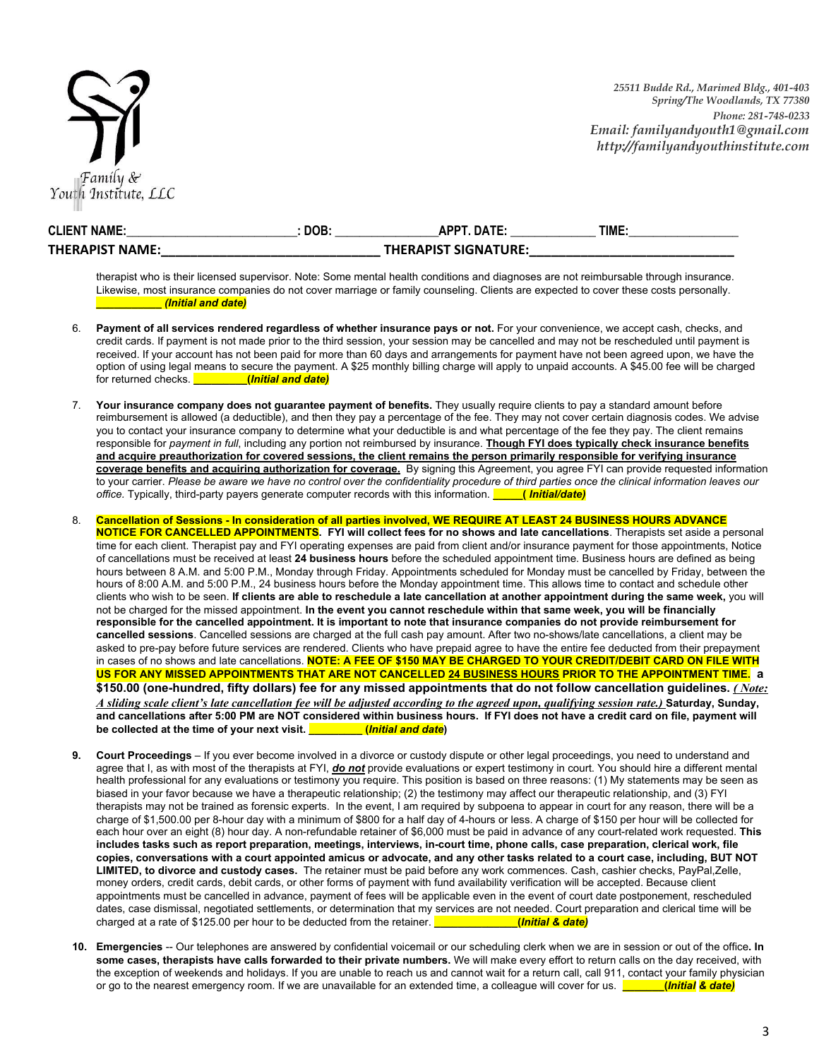25511 Budde Rd., Marimed Bldg., 401-403
Spring/The Woodlands, TX 77380
Phone: 281-748-0233
Email: familyandyouth1@gmail.com
http://familyandyouthinstitute.com

**CLIENT NAME:**\_\_\_\_\_\_\_\_\_\_\_\_\_\_\_\_\_\_\_\_\_\_\_\_\_\_: **DOB:** \_\_\_\_\_\_\_\_\_\_\_\_\_\_\_\_ **APPT. DATE:** \_\_\_\_\_\_\_\_\_\_\_\_\_\_ **TIME:**\_\_\_\_\_\_\_\_\_\_\_\_\_\_\_\_\_\_

**THERAPIST NAME:**\_\_\_\_\_\_\_\_\_\_\_\_\_\_\_\_\_\_\_\_\_\_\_\_\_\_\_\_\_\_\_\_\_ **THERAPIST SIGNATURE:**\_\_\_\_\_\_\_\_\_\_\_\_\_\_\_\_\_\_\_\_\_\_\_\_\_\_\_\_\_\_\_

therapist who is their licensed supervisor. Note: Some mental health conditions and diagnoses are not reimbursable through insurance. Likewise, most insurance companies do not cover marriage or family counseling. Clients are expected to cover these costs personally. \_\_\_\_\_\_\_\_\_\_\_ ***(Initial and date)***

6. **Payment of all services rendered regardless of whether insurance pays or not.** For your convenience, we accept cash, checks, and credit cards. If payment is not made prior to the third session, your session may be cancelled and may not be rescheduled until payment is received. If your account has not been paid for more than 60 days and arrangements for payment have not been agreed upon, we have the option of using legal means to secure the payment. A $25 monthly billing charge will apply to unpaid accounts. A $45.00 fee will be charged for returned checks. \_\_\_\_\_\_\_\_\_\_**(*Initial and date)***

7. **Your insurance company does not guarantee payment of benefits.** They usually require clients to pay a standard amount before reimbursement is allowed (a deductible), and then they pay a percentage of the fee. They may not cover certain diagnosis codes. We advise you to contact your insurance company to determine what your deductible is and what percentage of the fee they pay. The client remains responsible for *payment in full*, including any portion not reimbursed by insurance. **Though FYI does typically check insurance benefits and acquire preauthorization for covered sessions, the client remains the person primarily responsible for verifying insurance coverage benefits and acquiring authorization for coverage.** By signing this Agreement, you agree FYI can provide requested information to your carrier. *Please be aware we have no control over the confidentiality procedure of third parties once the clinical information leaves our office.* Typically, third-party payers generate computer records with this information. \_\_\_\_\_**( *Initial/date)***

8. **Cancellation of Sessions - In consideration of all parties involved, WE REQUIRE AT LEAST 24 BUSINESS HOURS ADVANCE NOTICE FOR CANCELLED APPOINTMENTS. FYI will collect fees for no shows and late cancellations**. Therapists set aside a personal time for each client. Therapist pay and FYI operating expenses are paid from client and/or insurance payment for those appointments, Notice of cancellations must be received at least **24 business hours** before the scheduled appointment time. Business hours are defined as being hours between 8 A.M. and 5:00 P.M., Monday through Friday. Appointments scheduled for Monday must be cancelled by Friday, between the hours of 8:00 A.M. and 5:00 P.M., 24 business hours before the Monday appointment time. This allows time to contact and schedule other clients who wish to be seen. **If clients are able to reschedule a late cancellation at another appointment during the same week,** you will not be charged for the missed appointment. **In the event you cannot reschedule within that same week, you will be financially responsible for the cancelled appointment. It is important to note that insurance companies do not provide reimbursement for cancelled sessions**. Cancelled sessions are charged at the full cash pay amount. After two no-shows/late cancellations, a client may be asked to pre-pay before future services are rendered. Clients who have prepaid agree to have the entire fee deducted from their prepayment in cases of no shows and late cancellations. **NOTE: A FEE OF $150 MAY BE CHARGED TO YOUR CREDIT/DEBIT CARD ON FILE WITH US FOR ANY MISSED APPOINTMENTS THAT ARE NOT CANCELLED 24 BUSINESS HOURS PRIOR TO THE APPOINTMENT TIME. a $150.00 (one-hundred, fifty dollars) fee for any missed appointments that do not follow cancellation guidelines.** ***(Note: A sliding scale client's late cancellation fee will be adjusted according to the agreed upon, qualifying session rate.)*** **Saturday, Sunday, and cancellations after 5:00 PM are NOT considered within business hours. If FYI does not have a credit card on file, payment will be collected at the time of your next visit.** \_\_\_\_\_\_\_\_\_ **(*Initial and date*)**

9. **Court Proceedings** – If you ever become involved in a divorce or custody dispute or other legal proceedings, you need to understand and agree that I, as with most of the therapists at FYI, ***do not*** provide evaluations or expert testimony in court. You should hire a different mental health professional for any evaluations or testimony you require. This position is based on three reasons: (1) My statements may be seen as biased in your favor because we have a therapeutic relationship; (2) the testimony may affect our therapeutic relationship, and (3) FYI therapists may not be trained as forensic experts. In the event, I am required by subpoena to appear in court for any reason, there will be a charge of $1,500.00 per 8-hour day with a minimum of $800 for a half day of 4-hours or less. A charge of $150 per hour will be collected for each hour over an eight (8) hour day. A non-refundable retainer of $6,000 must be paid in advance of any court-related work requested. **This includes tasks such as report preparation, meetings, interviews, in-court time, phone calls, case preparation, clerical work, file copies, conversations with a court appointed amicus or advocate, and any other tasks related to a court case, including, BUT NOT LIMITED, to divorce and custody cases.** The retainer must be paid before any work commences. Cash, cashier checks, PayPal,Zelle, money orders, credit cards, debit cards, or other forms of payment with fund availability verification will be accepted. Because client appointments must be cancelled in advance, payment of fees will be applicable even in the event of court date postponement, rescheduled dates, case dismissal, negotiated settlements, or determination that my services are not needed. Court preparation and clerical time will be charged at a rate of $125.00 per hour to be deducted from the retainer. \_\_\_\_\_\_\_\_\_\_\_\_\_\_\_**(*Initial & date)***

10. **Emergencies** -- Our telephones are answered by confidential voicemail or our scheduling clerk when we are in session or out of the office**. In some cases, therapists have calls forwarded to their private numbers.** We will make every effort to return calls on the day received, with the exception of weekends and holidays. If you are unable to reach us and cannot wait for a return call, call 911, contact your family physician or go to the nearest emergency room. If we are unavailable for an extended time, a colleague will cover for us. \_\_\_\_\_\_\_**(*Initial & date)***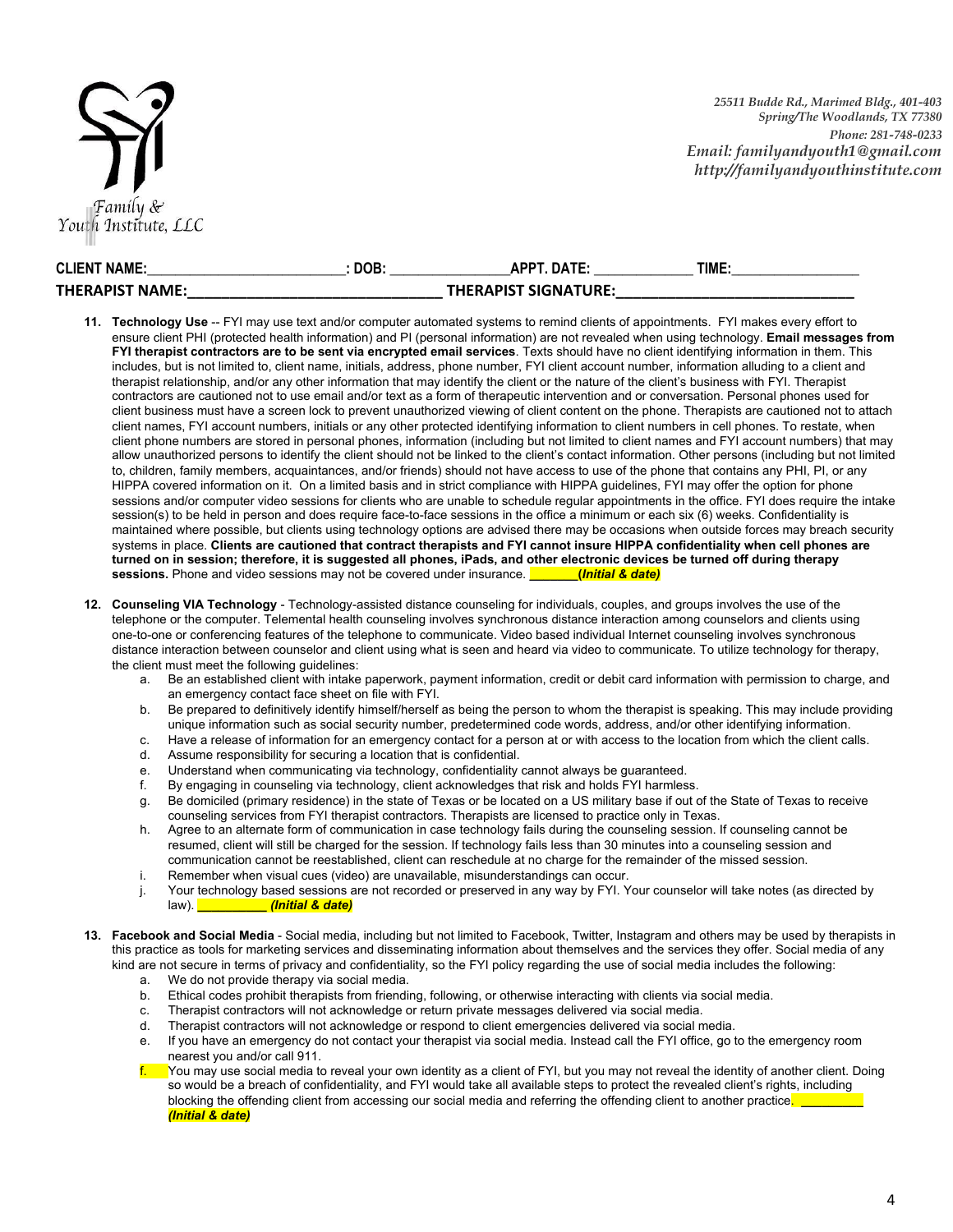Family & Youth Institute, LLC

*25511 Budde Rd., Marimed Bldg., 401-403*
*Spring/The Woodlands, TX 77380*
*Phone: 281-748-0233*
*Email: familyandyouth1@gmail.com*
*http://familyandyouthinstitute.com*

**CLIENT NAME:**_________________________**: DOB:** _______________**APPT. DATE:** _____________ **TIME:**________________
**THERAPIST NAME:**______________________________ **THERAPIST SIGNATURE:**______________________________

11. **Technology Use** -- FYI may use text and/or computer automated systems to remind clients of appointments. FYI makes every effort to ensure client PHI (protected health information) and PI (personal information) are not revealed when using technology. **Email messages from FYI therapist contractors are to be sent via encrypted email services**. Texts should have no client identifying information in them. This includes, but is not limited to, client name, initials, address, phone number, FYI client account number, information alluding to a client and therapist relationship, and/or any other information that may identify the client or the nature of the client's business with FYI. Therapist contractors are cautioned not to use email and/or text as a form of therapeutic intervention and or conversation. Personal phones used for client business must have a screen lock to prevent unauthorized viewing of client content on the phone. Therapists are cautioned not to attach client names, FYI account numbers, initials or any other protected identifying information to client numbers in cell phones. To restate, when client phone numbers are stored in personal phones, information (including but not limited to client names and FYI account numbers) that may allow unauthorized persons to identify the client should not be linked to the client's contact information. Other persons (including but not limited to, children, family members, acquaintances, and/or friends) should not have access to use of the phone that contains any PHI, PI, or any HIPPA covered information on it. On a limited basis and in strict compliance with HIPPA guidelines, FYI may offer the option for phone sessions and/or computer video sessions for clients who are unable to schedule regular appointments in the office. FYI does require the intake session(s) to be held in person and does require face-to-face sessions in the office a minimum or each six (6) weeks. Confidentiality is maintained where possible, but clients using technology options are advised there may be occasions when outside forces may breach security systems in place. **Clients are cautioned that contract therapists and FYI cannot insure HIPPA confidentiality when cell phones are turned on in session; therefore, it is suggested all phones, iPads, and other electronic devices be turned off during therapy sessions.** Phone and video sessions may not be covered under insurance. **_______(*Initial & date)***

12. **Counseling VIA Technology** - Technology-assisted distance counseling for individuals, couples, and groups involves the use of the telephone or the computer. Telemental health counseling involves synchronous distance interaction among counselors and clients using one-to-one or conferencing features of the telephone to communicate. Video based individual Internet counseling involves synchronous distance interaction between counselor and client using what is seen and heard via video to communicate. To utilize technology for therapy, the client must meet the following guidelines:
    a. Be an established client with intake paperwork, payment information, credit or debit card information with permission to charge, and an emergency contact face sheet on file with FYI.
    b. Be prepared to definitively identify himself/herself as being the person to whom the therapist is speaking. This may include providing unique information such as social security number, predetermined code words, address, and/or other identifying information.
    c. Have a release of information for an emergency contact for a person at or with access to the location from which the client calls.
    d. Assume responsibility for securing a location that is confidential.
    e. Understand when communicating via technology, confidentiality cannot always be guaranteed.
    f. By engaging in counseling via technology, client acknowledges that risk and holds FYI harmless.
    g. Be domiciled (primary residence) in the state of Texas or be located on a US military base if out of the State of Texas to receive counseling services from FYI therapist contractors. Therapists are licensed to practice only in Texas.
    h. Agree to an alternate form of communication in case technology fails during the counseling session. If counseling cannot be resumed, client will still be charged for the session. If technology fails less than 30 minutes into a counseling session and communication cannot be reestablished, client can reschedule at no charge for the remainder of the missed session.
    i. Remember when visual cues (video) are unavailable, misunderstandings can occur.
    j. Your technology based sessions are not recorded or preserved in any way by FYI. Your counselor will take notes (as directed by law). ***__________ (Initial & date)***

13. **Facebook and Social Media** - Social media, including but not limited to Facebook, Twitter, Instagram and others may be used by therapists in this practice as tools for marketing services and disseminating information about themselves and the services they offer. Social media of any kind are not secure in terms of privacy and confidentiality, so the FYI policy regarding the use of social media includes the following:
    a. We do not provide therapy via social media.
    b. Ethical codes prohibit therapists from friending, following, or otherwise interacting with clients via social media.
    c. Therapist contractors will not acknowledge or return private messages delivered via social media.
    d. Therapist contractors will not acknowledge or respond to client emergencies delivered via social media.
    e. If you have an emergency do not contact your therapist via social media. Instead call the FYI office, go to the emergency room nearest you and/or call 911.
    f. You may use social media to reveal your own identity as a client of FYI, but you may not reveal the identity of another client. Doing so would be a breach of confidentiality, and FYI would take all available steps to protect the revealed client's rights, including blocking the offending client from accessing our social media and referring the offending client to another practice. **_________** ***(Initial & date)***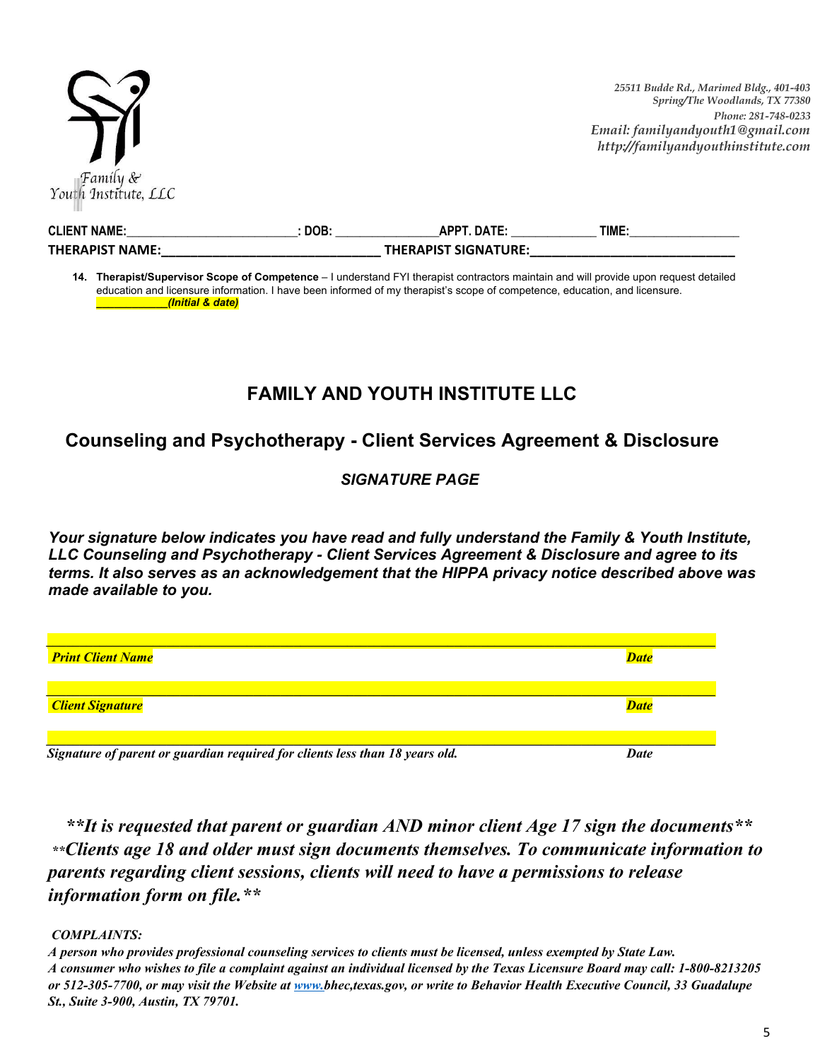Family & Youth Institute, LLC

*25511 Budde Rd., Marimed Bldg., 401-403*
*Spring/The Woodlands, TX 77380*
*Phone: 281-748-0233*
*Email: familyandyouth1@gmail.com*
*http://familyandyouthinstitute.com*

**CLIENT NAME:**__________________________**: DOB:** _______________**APPT. DATE:** _____________ **TIME:**_________________

**THERAPIST NAME:**_______________________________ **THERAPIST SIGNATURE:**______________________________

14. **Therapist/Supervisor Scope of Competence** – I understand FYI therapist contractors maintain and will provide upon request detailed education and licensure information. I have been informed of my therapist's scope of competence, education, and licensure. ____________***(Initial & date)***

# FAMILY AND YOUTH INSTITUTE LLC

## Counseling and Psychotherapy - Client Services Agreement & Disclosure

### *SIGNATURE PAGE*

***Your signature below indicates you have read and fully understand the Family & Youth Institute, LLC Counseling and Psychotherapy - Client Services Agreement & Disclosure and agree to its terms. It also serves as an acknowledgement that the HIPPA privacy notice described above was made available to you.***

______________________________________________________________________________

***Print Client Name*** ***Date***

______________________________________________________________________________

***Client Signature*** ***Date***

______________________________________________________________________________

***Signature of parent or guardian required for clients less than 18 years old.*** ***Date***

***\*\*It is requested that parent or guardian AND minor client Age 17 sign the documents\*\****
***\*\*Clients age 18 and older must sign documents themselves. To communicate information to parents regarding client sessions, clients will need to have a permissions to release information form on file.\*\****

***COMPLAINTS:***
***A person who provides professional counseling services to clients must be licensed, unless exempted by State Law.***
***A consumer who wishes to file a complaint against an individual licensed by the Texas Licensure Board may call: 1-800-8213205 or 512-305-7700, or may visit the Website at www.bhec,texas.gov, or write to Behavior Health Executive Council, 33 Guadalupe St., Suite 3-900, Austin, TX 79701.***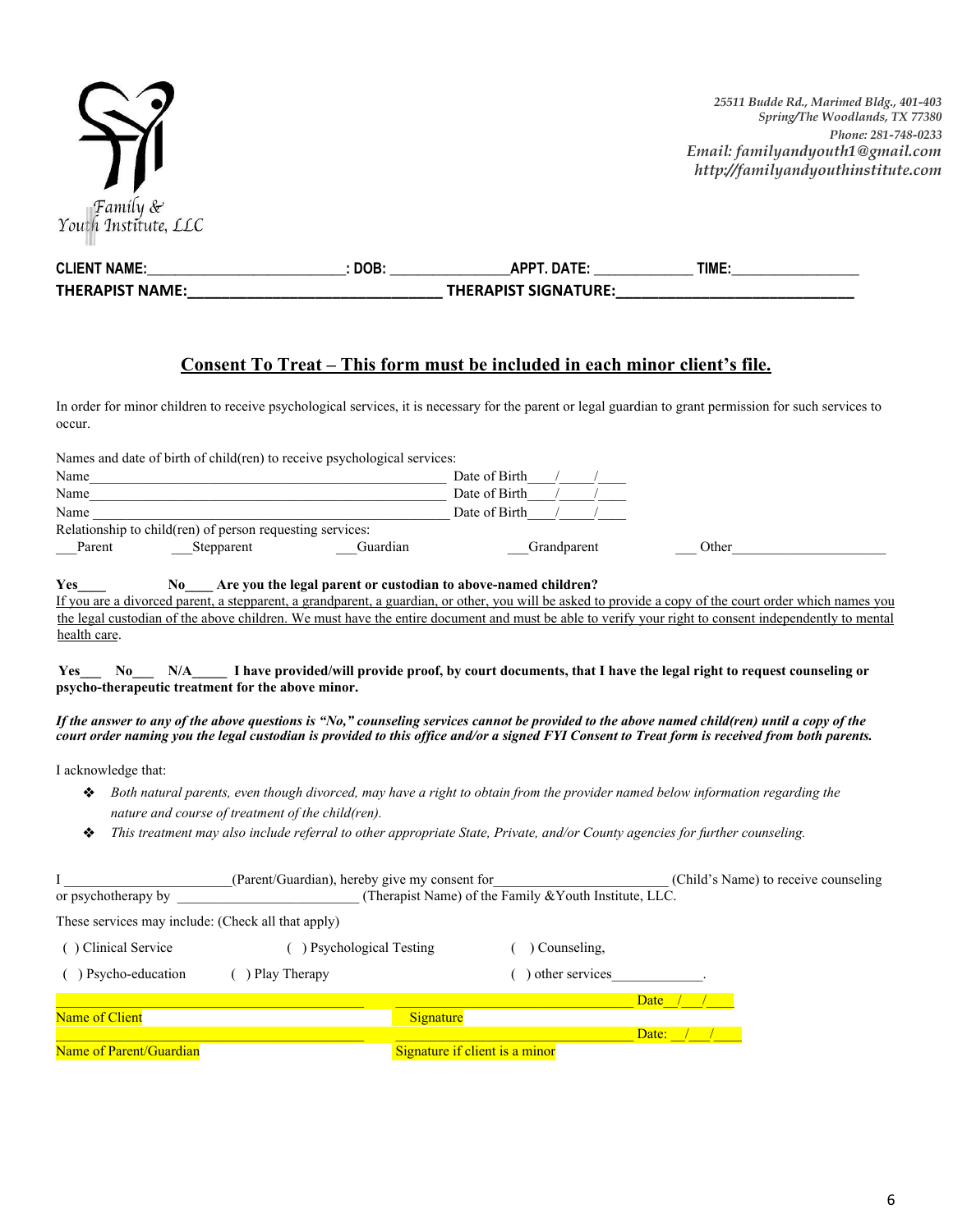Family & Youth Institute, LLC

*25511 Budde Rd., Marimed Bldg., 401-403*
*Spring/The Woodlands, TX 77380*
*Phone: 281-748-0233*
*Email: familyandyouth1@gmail.com*
*http://familyandyouthinstitute.com*

**CLIENT NAME:_________________________: DOB: _______________APPT. DATE: _____________ TIME:_________________**
**THERAPIST NAME:_______________________________ THERAPIST SIGNATURE:_____________________________**

## Consent To Treat – This form must be included in each minor client's file.

In order for minor children to receive psychological services, it is necessary for the parent or legal guardian to grant permission for such services to occur.

Names and date of birth of child(ren) to receive psychological services:

Name__________________________________________________ Date of Birth___/____/____
Name__________________________________________________ Date of Birth___/____/____
Name__________________________________________________ Date of Birth___/____/____

Relationship to child(ren) of person requesting services:

___Parent ___Stepparent ___Guardian ___Grandparent ___ Other_____________________

**Yes____ No____ Are you the legal parent or custodian to above-named children?**

If you are a divorced parent, a stepparent, a grandparent, a guardian, or other, you will be asked to provide a copy of the court order which names you the legal custodian of the above children. We must have the entire document and must be able to verify your right to consent independently to mental health care.

**Yes___ No___ N/A_____ I have provided/will provide proof, by court documents, that I have the legal right to request counseling or psycho-therapeutic treatment for the above minor.**

***If the answer to any of the above questions is "No," counseling services cannot be provided to the above named child(ren) until a copy of the court order naming you the legal custodian is provided to this office and/or a signed FYI Consent to Treat form is received from both parents.***

I acknowledge that:

- *Both natural parents, even though divorced, may have a right to obtain from the provider named below information regarding the nature and course of treatment of the child(ren).*
- *This treatment may also include referral to other appropriate State, Private, and/or County agencies for further counseling.*

I _______________________(Parent/Guardian), hereby give my consent for________________________ (Child's Name) to receive counseling or psychotherapy by ________________________ (Therapist Name) of the Family &Youth Institute, LLC.

These services may include: (Check all that apply)

( ) Clinical Service ( ) Psychological Testing ( ) Counseling,

( ) Psycho-education ( ) Play Therapy ( ) other services____________.

_____________________________________ _____________________________________ Date__/__/___
Name of Client Signature

_____________________________________ _____________________________________ Date: __/__/___
Name of Parent/Guardian Signature if client is a minor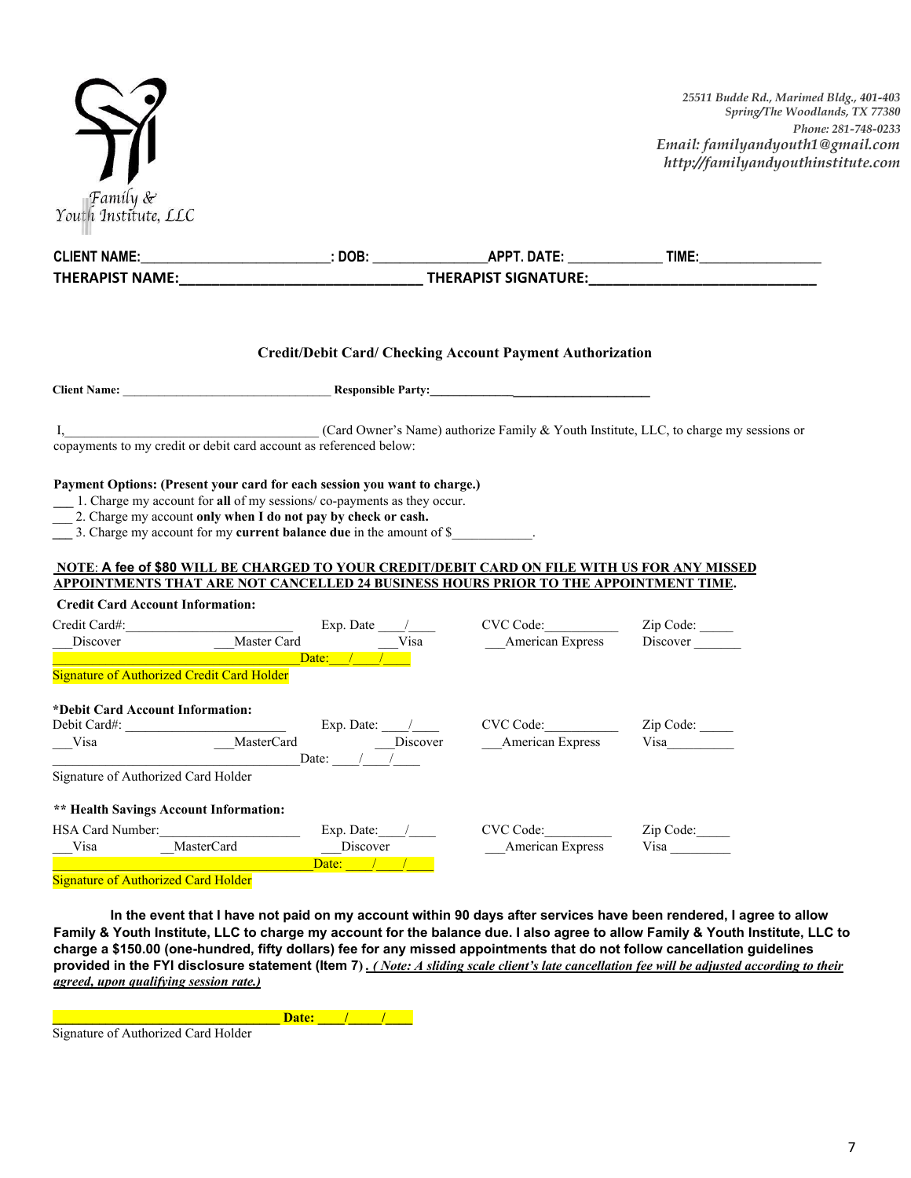Family & Youth Institute, LLC

*25511 Budde Rd., Marimed Bldg., 401-403*
*Spring/The Woodlands, TX 77380*
*Phone: 281-748-0233*
*Email: familyandyouth1@gmail.com*
*http://familyandyouthinstitute.com*

**CLIENT NAME:\_\_\_\_\_\_\_\_\_\_\_\_\_\_\_\_\_\_\_\_\_\_\_\_\_: DOB: \_\_\_\_\_\_\_\_\_\_\_\_\_\_\_APPT. DATE: \_\_\_\_\_\_\_\_\_\_\_\_\_ TIME:\_\_\_\_\_\_\_\_\_\_\_\_\_\_\_\_\_**

**THERAPIST NAME:\_\_\_\_\_\_\_\_\_\_\_\_\_\_\_\_\_\_\_\_\_\_\_\_\_\_\_\_\_\_\_\_ THERAPIST SIGNATURE:\_\_\_\_\_\_\_\_\_\_\_\_\_\_\_\_\_\_\_\_\_\_\_\_\_\_\_\_\_\_\_**

## Credit/Debit Card/ Checking Account Payment Authorization

**Client Name:** \_\_\_\_\_\_\_\_\_\_\_\_\_\_\_\_\_\_\_\_\_\_\_\_\_\_\_\_\_\_\_\_\_\_ **Responsible Party:**\_\_\_\_\_\_\_\_\_\_\_\_\_\_\_\_\_\_\_\_\_\_\_\_\_\_\_\_\_\_\_\_\_\_\_\_

I,\_\_\_\_\_\_\_\_\_\_\_\_\_\_\_\_\_\_\_\_\_\_\_\_\_\_\_\_\_\_\_\_\_\_\_\_\_\_\_\_ (Card Owner's Name) authorize Family & Youth Institute, LLC, to charge my sessions or copayments to my credit or debit card account as referenced below:

**Payment Options: (Present your card for each session you want to charge.)**

\_\_\_ 1. Charge my account for **all** of my sessions/ co-payments as they occur.
\_\_\_ 2. Charge my account **only when I do not pay by check or cash.**
\_\_\_ 3. Charge my account for my **current balance due** in the amount of $\_\_\_\_\_\_\_\_\_\_\_\_.

**NOTE: A fee of $80 WILL BE CHARGED TO YOUR CREDIT/DEBIT CARD ON FILE WITH US FOR ANY MISSED APPOINTMENTS THAT ARE NOT CANCELLED 24 BUSINESS HOURS PRIOR TO THE APPOINTMENT TIME.**

**Credit Card Account Information:**

Credit Card#:\_\_\_\_\_\_\_\_\_\_\_\_\_\_\_\_\_\_\_\_\_\_\_\_ Exp. Date \_\_\_\_/\_\_\_\_ CVC Code:\_\_\_\_\_\_\_\_\_\_\_ Zip Code: \_\_\_\_\_
\_\_\_Discover \_\_\_Master Card \_\_\_Visa \_\_\_American Express Discover \_\_\_\_\_\_\_
\_\_\_\_\_\_\_\_\_\_\_\_\_\_\_\_\_\_\_\_\_\_\_\_\_\_\_\_\_\_\_\_\_\_\_\_\_\_Date:\_\_\_/\_\_\_/\_\_\_\_
Signature of Authorized Credit Card Holder

**\*Debit Card Account Information:**

Debit Card#: \_\_\_\_\_\_\_\_\_\_\_\_\_\_\_\_\_\_\_\_\_\_\_\_ Exp. Date: \_\_\_\_/\_\_\_\_ CVC Code:\_\_\_\_\_\_\_\_\_\_\_ Zip Code: \_\_\_\_\_
\_\_\_Visa \_\_\_MasterCard \_\_\_Discover \_\_\_American Express Visa\_\_\_\_\_\_\_\_\_\_
\_\_\_\_\_\_\_\_\_\_\_\_\_\_\_\_\_\_\_\_\_\_\_\_\_\_\_\_\_\_\_\_\_\_\_\_\_\_Date: \_\_\_\_/\_\_\_\_/\_\_\_\_
Signature of Authorized Card Holder

**\*\* Health Savings Account Information:**

HSA Card Number:\_\_\_\_\_\_\_\_\_\_\_\_\_\_\_\_\_\_\_\_\_ Exp. Date:\_\_\_\_/\_\_\_\_ CVC Code:\_\_\_\_\_\_\_\_\_\_ Zip Code:\_\_\_\_\_
\_\_\_Visa \_\_\_MasterCard \_\_\_Discover \_\_\_American Express Visa \_\_\_\_\_\_\_\_\_
\_\_\_\_\_\_\_\_\_\_\_\_\_\_\_\_\_\_\_\_\_\_\_\_\_\_\_\_\_\_\_\_\_\_\_\_\_\_\_\_Date: \_\_\_\_/\_\_\_\_/\_\_\_\_
Signature of Authorized Card Holder

**In the event that I have not paid on my account within 90 days after services have been rendered, I agree to allow Family & Youth Institute, LLC to charge my account for the balance due. I also agree to allow Family & Youth Institute, LLC to charge a $150.00 (one-hundred, fifty dollars) fee for any missed appointments that do not follow cancellation guidelines provided in the FYI disclosure statement (Item 7).** ***( Note: A sliding scale client's late cancellation fee will be adjusted according to their agreed, upon qualifying session rate.)***

\_\_\_\_\_\_\_\_\_\_\_\_\_\_\_\_\_\_\_\_\_\_\_\_\_\_\_\_\_\_\_\_\_\_\_\_\_\_ **Date: \_\_\_\_/\_\_\_\_\_/\_\_\_\_**
Signature of Authorized Card Holder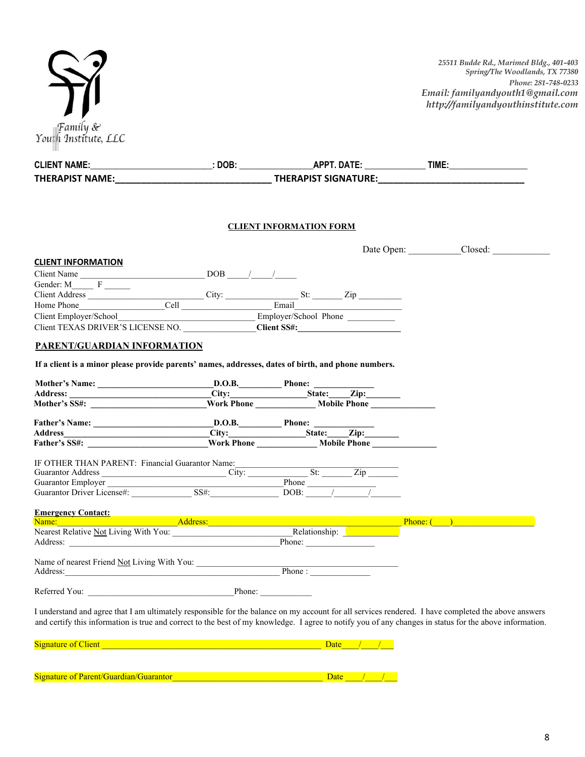Family & Youth Institute, LLC

*25511 Budde Rd., Marimed Bldg., 401-403*
*Spring/The Woodlands, TX 77380*
*Phone: 281-748-0233*
*Email: familyandyouth1@gmail.com*
*http://familyandyouthinstitute.com*

**CLIENT NAME:_________________________: DOB: _______________APPT. DATE: _____________ TIME:_________________**
**THERAPIST NAME:_______________________________ THERAPIST SIGNATURE:_____________________________**

**CLIENT INFORMATION FORM**

Date Open: ___________Closed: ____________

**CLIENT INFORMATION**

Client Name ____________________________ DOB _____/_____/_____
Gender: M_____ F ______
Client Address ___________________________ City: _________________ St: _______ Zip __________
Home Phone___________________Cell ____________________ Email_________________________
Client Employer/School___________________________________ Employer/School Phone ___________
Client TEXAS DRIVER'S LICENSE NO. ________________**Client SS#:________________________**

**PARENT/GUARDIAN INFORMATION**

**If a client is a minor please provide parents' names, addresses, dates of birth, and phone numbers.**

**Mother's Name: ___________________________D.O.B.__________ Phone: ______________**
**Address: ________________________________City:_________________State:_____Zip:________**
**Mother's SS#: __________________________Work Phone ______________ Mobile Phone _______________**

**Father's Name: ___________________________D.O.B.__________ Phone: ______________**
**Address__________________________________City:_________________State:_____Zip:________**
**Father's SS#: ___________________________Work Phone ______________ Mobile Phone _______________**

IF OTHER THAN PARENT: Financial Guarantor Name:_________________________________________
Guarantor Address ____________________________ City: ______________ St: _______ Zip _______
Guarantor Employer ____________________________________________ Phone _______________
Guarantor Driver License#: ______________ SS#:________________ DOB: ______/________/_______

**Emergency Contact:**
Name:_____________________________Address:_________________________________________________ Phone: (____)____________________
Nearest Relative Not Living With You: ____________________________Relationship: ____________
Address: ___________________________________________________Phone: ________________

Name of nearest Friend Not Living With You: ____________________________________________
Address:___________________________________________________ Phone : ______________

Referred You: __________________________________Phone: ____________

I understand and agree that I am ultimately responsible for the balance on my account for all services rendered. I have completed the above answers and certify this information is true and correct to the best of my knowledge. I agree to notify you of any changes in status for the above information.

Signature of Client ______________________________________________________ Date____/____/___

Signature of Parent/Guardian/Guarantor____________________________________ Date ____/____/___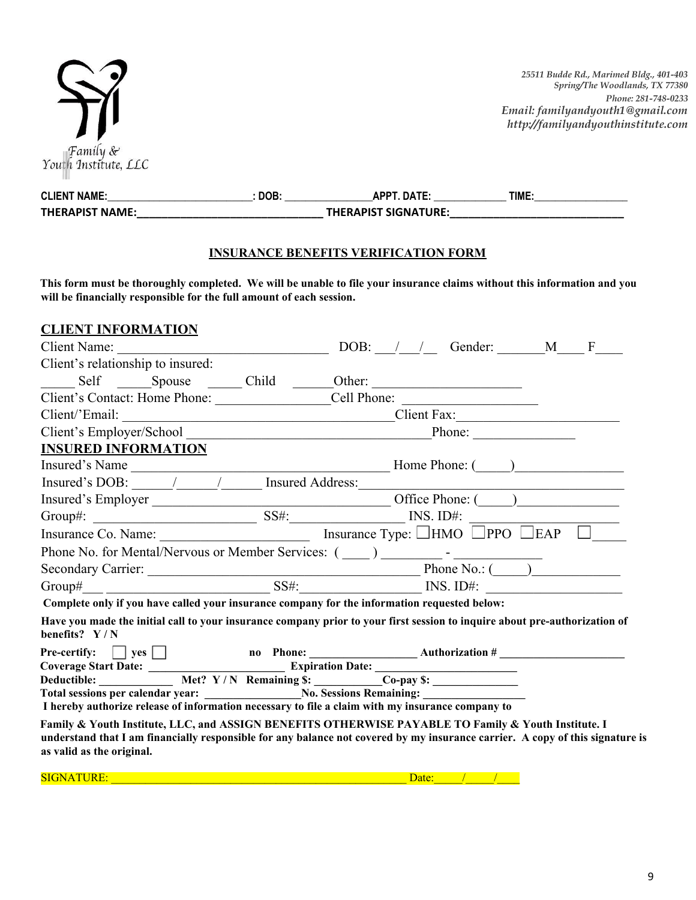Family & Youth Institute, LLC

*25511 Budde Rd., Marimed Bldg., 401-403*
*Spring/The Woodlands, TX 77380*
*Phone: 281-748-0233*
*Email: familyandyouth1@gmail.com*
*http://familyandyouthinstitute.com*

**CLIENT NAME:**\_\_\_\_\_\_\_\_\_\_\_\_\_\_\_\_\_\_\_\_\_\_\_\_\_\_**: DOB:** \_\_\_\_\_\_\_\_\_\_\_\_\_\_\_\_**APPT. DATE:** \_\_\_\_\_\_\_\_\_\_\_\_\_\_ **TIME:**\_\_\_\_\_\_\_\_\_\_\_\_\_\_\_\_\_\_
**THERAPIST NAME:**\_\_\_\_\_\_\_\_\_\_\_\_\_\_\_\_\_\_\_\_\_\_\_\_\_\_\_\_\_\_\_\_\_ **THERAPIST SIGNATURE:**\_\_\_\_\_\_\_\_\_\_\_\_\_\_\_\_\_\_\_\_\_\_\_\_\_\_\_\_\_\_\_

# INSURANCE BENEFITS VERIFICATION FORM

**This form must be thoroughly completed. We will be unable to file your insurance claims without this information and you will be financially responsible for the full amount of each session.**

## CLIENT INFORMATION

Client Name: \_\_\_\_\_\_\_\_\_\_\_\_\_\_\_\_\_\_\_\_\_\_\_\_\_\_\_\_\_\_\_\_\_ DOB: \_\_\_/\_\_\_/\_\_ Gender: \_\_\_\_\_\_\_M\_\_\_\_ F\_\_\_\_

Client's relationship to insured:

\_\_\_\_\_ Self \_\_\_\_\_Spouse \_\_\_\_\_ Child \_\_\_\_\_\_Other: \_\_\_\_\_\_\_\_\_\_\_\_\_\_\_\_\_\_\_\_\_\_\_

Client's Contact: Home Phone: \_\_\_\_\_\_\_\_\_\_\_\_\_\_\_\_\_\_Cell Phone: \_\_\_\_\_\_\_\_\_\_\_\_\_\_\_\_\_\_\_\_

Client/'Email: \_\_\_\_\_\_\_\_\_\_\_\_\_\_\_\_\_\_\_\_\_\_\_\_\_\_\_\_\_\_\_\_\_\_\_\_\_\_\_\_\_\_Client Fax:\_\_\_\_\_\_\_\_\_\_\_\_\_\_\_\_\_\_\_\_\_\_\_\_\_

Client's Employer/School \_\_\_\_\_\_\_\_\_\_\_\_\_\_\_\_\_\_\_\_\_\_\_\_\_\_\_\_\_\_\_\_\_\_\_\_\_\_\_\_\_Phone: \_\_\_\_\_\_\_\_\_\_\_\_\_\_\_\_

## INSURED INFORMATION

Insured's Name \_\_\_\_\_\_\_\_\_\_\_\_\_\_\_\_\_\_\_\_\_\_\_\_\_\_\_\_\_\_\_\_\_\_\_\_\_\_\_\_\_\_\_ Home Phone: (\_\_\_\_\_)\_\_\_\_\_\_\_\_\_\_\_\_\_\_\_\_\_

Insured's DOB: \_\_\_\_\_\_/\_\_\_\_\_\_/\_\_\_\_\_\_ Insured Address:\_\_\_\_\_\_\_\_\_\_\_\_\_\_\_\_\_\_\_\_\_\_\_\_\_\_\_\_\_\_\_\_\_\_\_\_\_\_\_\_\_\_\_

Insured's Employer \_\_\_\_\_\_\_\_\_\_\_\_\_\_\_\_\_\_\_\_\_\_\_\_\_\_\_\_\_\_\_\_\_\_\_\_\_\_\_\_ Office Phone: (\_\_\_\_\_)\_\_\_\_\_\_\_\_\_\_\_\_\_\_\_\_

Group#: \_\_\_\_\_\_\_\_\_\_\_\_\_\_\_\_\_\_\_\_\_\_\_\_\_ SS#:\_\_\_\_\_\_\_\_\_\_\_\_\_\_\_\_\_\_\_ INS. ID#: \_\_\_\_\_\_\_\_\_\_\_\_\_\_\_\_\_\_\_\_\_\_\_\_\_

Insurance Co. Name: \_\_\_\_\_\_\_\_\_\_\_\_\_\_\_\_\_\_\_\_\_\_\_\_\_ Insurance Type: ☐HMO ☐PPO ☐EAP ☐\_\_\_\_\_

Phone No. for Mental/Nervous or Member Services: ( \_\_\_\_ ) \_\_\_\_\_\_\_\_\_ - \_\_\_\_\_\_\_\_\_\_\_\_\_\_

Secondary Carrier: \_\_\_\_\_\_\_\_\_\_\_\_\_\_\_\_\_\_\_\_\_\_\_\_\_\_\_\_\_\_\_\_\_\_\_\_\_\_\_\_\_\_\_\_\_ Phone No.: (\_\_\_\_\_)\_\_\_\_\_\_\_\_\_\_\_\_\_\_

Group#\_\_\_ \_\_\_\_\_\_\_\_\_\_\_\_\_\_\_\_\_\_\_\_\_\_\_\_\_\_\_ SS#:\_\_\_\_\_\_\_\_\_\_\_\_\_\_\_\_\_\_\_\_\_ INS. ID#: \_\_\_\_\_\_\_\_\_\_\_\_\_\_\_\_\_\_\_\_\_\_\_

**Complete only if you have called your insurance company for the information requested below:**

**Have you made the initial call to your insurance company prior to your first session to inquire about pre-authorization of benefits? Y / N**

**Pre-certify:** ☐ **yes** ☐ **no Phone:** \_\_\_\_\_\_\_\_\_\_\_\_\_\_\_\_\_\_\_\_ **Authorization #** \_\_\_\_\_\_\_\_\_\_\_\_\_\_\_\_\_\_\_\_\_\_\_
**Coverage Start Date:** \_\_\_\_\_\_\_\_\_\_\_\_\_\_\_\_\_\_\_\_\_\_\_\_\_\_ **Expiration Date:** \_\_\_\_\_\_\_\_\_\_\_\_\_\_\_\_\_\_\_\_\_\_\_\_\_\_\_
**Deductible:** \_\_\_\_\_\_\_\_\_\_\_\_\_\_ **Met? Y / N Remaining $:** \_\_\_\_\_\_\_\_\_\_\_\_**Co-pay $:** \_\_\_\_\_\_\_\_\_\_\_\_\_\_\_\_
**Total sessions per calendar year:** \_\_\_\_\_\_\_\_\_\_\_\_\_\_\_\_\_\_**No. Sessions Remaining:** \_\_\_\_\_\_\_\_\_\_\_\_\_\_\_\_\_\_\_

**I hereby authorize release of information necessary to file a claim with my insurance company to Family & Youth Institute, LLC, and ASSIGN BENEFITS OTHERWISE PAYABLE TO Family & Youth Institute. I understand that I am financially responsible for any balance not covered by my insurance carrier. A copy of this signature is as valid as the original.**

SIGNATURE: \_\_\_\_\_\_\_\_\_\_\_\_\_\_\_\_\_\_\_\_\_\_\_\_\_\_\_\_\_\_\_\_\_\_\_\_\_\_\_\_\_\_\_\_\_\_\_\_\_\_\_\_\_\_ Date:\_\_\_\_\_/\_\_\_\_\_/\_\_\_\_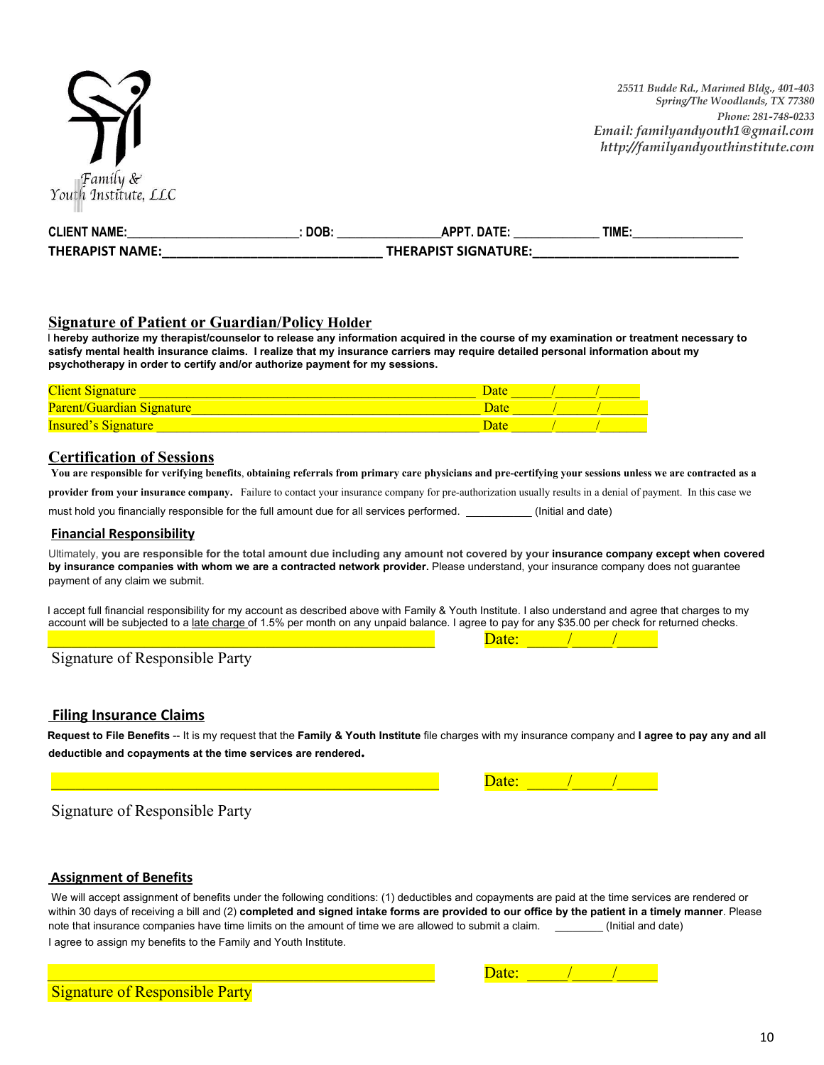Family & Youth Institute, LLC

*25511 Budde Rd., Marimed Bldg., 401-403*
*Spring/The Woodlands, TX 77380*
*Phone: 281-748-0233*
*Email: familyandyouth1@gmail.com*
*http://familyandyouthinstitute.com*

**CLIENT NAME:**_________________________**: DOB:** _______________**APPT. DATE:** _____________ **TIME:**_________________

**THERAPIST NAME:**_______________________________ **THERAPIST SIGNATURE:**_____________________________

## Signature of Patient or Guardian/Policy Holder

I **hereby authorize my therapist/counselor to release any information acquired in the course of my examination or treatment necessary to satisfy mental health insurance claims. I realize that my insurance carriers may require detailed personal information about my psychotherapy in order to certify and/or authorize payment for my sessions.**

Client Signature ______________________________________________ Date _____/_____/______

Parent/Guardian Signature______________________________________ Date _____/_____/_______

Insured's Signature ____________________________________________ Date _____/_____/_______

## Certification of Sessions

**You are responsible for verifying benefits, obtaining referrals from primary care physicians and pre-certifying your sessions unless we are contracted as a provider from your insurance company.** Failure to contact your insurance company for pre-authorization usually results in a denial of payment. In this case we must hold you financially responsible for the full amount due for all services performed. ___________ (Initial and date)

## Financial Responsibility

Ultimately, **you are responsible for the total amount due including any amount not covered by your insurance company except when covered by insurance companies with whom we are a contracted network provider.** Please understand, your insurance company does not guarantee payment of any claim we submit.

I accept full financial responsibility for my account as described above with Family & Youth Institute. I also understand and agree that charges to my account will be subjected to a late charge of 1.5% per month on any unpaid balance. I agree to pay for any $35.00 per check for returned checks.

_____________________________________________________ Date: _____/_____/_____

Signature of Responsible Party

## Filing Insurance Claims

**Request to File Benefits** -- It is my request that the **Family & Youth Institute** file charges with my insurance company and **I agree to pay any and all deductible and copayments at the time services are rendered.**

_____________________________________________________ Date: _____/_____/_____

Signature of Responsible Party

## Assignment of Benefits

We will accept assignment of benefits under the following conditions: (1) deductibles and copayments are paid at the time services are rendered or within 30 days of receiving a bill and (2) **completed and signed intake forms are provided to our office by the patient in a timely manner**. Please note that insurance companies have time limits on the amount of time we are allowed to submit a claim. ________ (Initial and date)

I agree to assign my benefits to the Family and Youth Institute.

_____________________________________________________ Date: _____/_____/_____

Signature of Responsible Party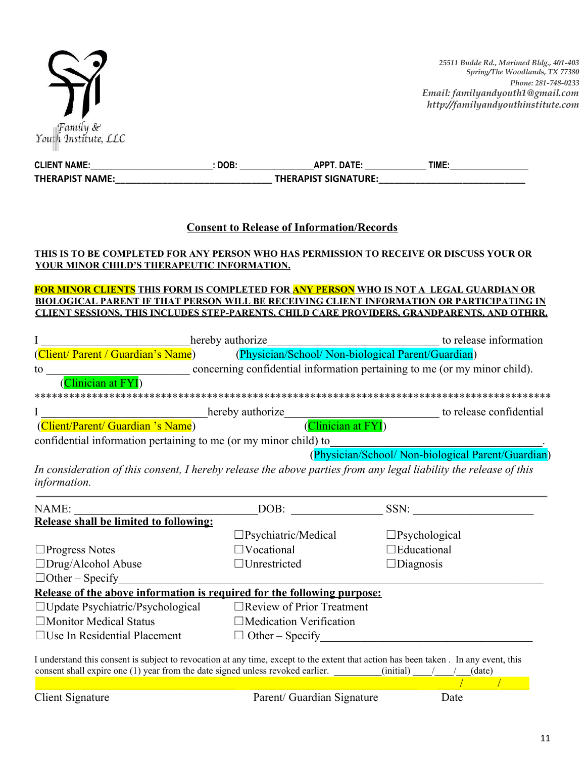Family & Youth Institute, LLC

*25511 Budde Rd., Marimed Bldg., 401-403*
*Spring/The Woodlands, TX 77380*
*Phone: 281-748-0233*
*Email: familyandyouth1@gmail.com*
*http://familyandyouthinstitute.com*

**CLIENT NAME:__________________________: DOB: ________________APPT. DATE: ______________ TIME:__________________**
**THERAPIST NAME:________________________________ THERAPIST SIGNATURE:______________________________**

## Consent to Release of Information/Records

**THIS IS TO BE COMPLETED FOR ANY PERSON WHO HAS PERMISSION TO RECEIVE OR DISCUSS YOUR OR YOUR MINOR CHILD'S THERAPEUTIC INFORMATION.**

**FOR MINOR CLIENTS THIS FORM IS COMPLETED FOR ANY PERSON WHO IS NOT A LEGAL GUARDIAN OR BIOLOGICAL PARENT IF THAT PERSON WILL BE RECEIVING CLIENT INFORMATION OR PARTICIPATING IN CLIENT SESSIONS. THIS INCLUDES STEP-PARENTS, CHILD CARE PROVIDERS, GRANDPARENTS, AND OTHRR.**

I __________________________ hereby authorize _______________________________ to release information
(Client/ Parent / Guardian's Name) (Physician/School/ Non-biological Parent/Guardian)
to __________________________ concerning confidential information pertaining to me (or my minor child).
(Clinician at FYI)

*****************************************************************************************

I ______________________________ hereby authorize ____________________________ to release confidential
(Client/Parent/ Guardian 's Name) (Clinician at FYI)
confidential information pertaining to me (or my minor child) to_______________________________________.
(Physician/School/ Non-biological Parent/Guardian)

*In consideration of this consent, I hereby release the above parties from any legal liability the release of this information.*

NAME: _________________________________ DOB: ________________ SSN: ______________________

**Release shall be limited to following:**

☐Psychiatric/Medical ☐Psychological
☐Progress Notes ☐Vocational ☐Educational
☐Drug/Alcohol Abuse ☐Unrestricted ☐Diagnosis
☐Other – Specify__________________________________________________________________________

**Release of the above information is required for the following purpose:**

☐Update Psychiatric/Psychological ☐Review of Prior Treatment
☐Monitor Medical Status ☐Medication Verification
☐Use In Residential Placement ☐ Other – Specify_____________________________________

I understand this consent is subject to revocation at any time, except to the extent that action has been taken . In any event, this consent shall expire one (1) year from the date signed unless revoked earlier. __________(initial) ____/____/___(date)

________________________________________ _________________________________ _____/______/______
Client Signature Parent/ Guardian Signature Date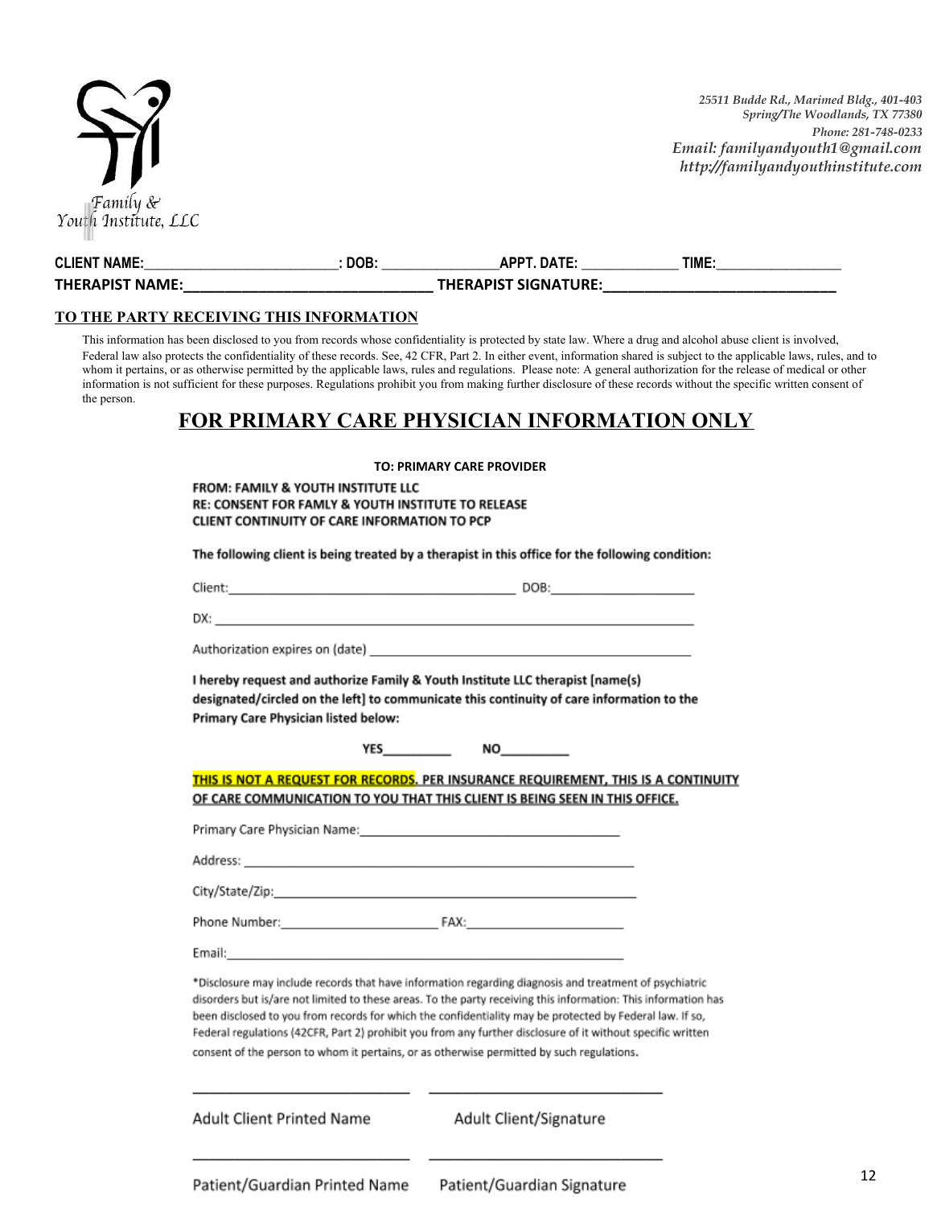Family & Youth Institute, LLC

*25511 Budde Rd., Marimed Bldg., 401-403*
*Spring/The Woodlands, TX 77380*
*Phone: 281-748-0233*
*Email: familyandyouth1@gmail.com*
*http://familyandyouthinstitute.com*

**CLIENT NAME:_________________________: DOB: _______________APPT. DATE: _____________ TIME:________________**
**THERAPIST NAME:_______________________________ THERAPIST SIGNATURE:_____________________________**

**TO THE PARTY RECEIVING THIS INFORMATION**

This information has been disclosed to you from records whose confidentiality is protected by state law. Where a drug and alcohol abuse client is involved, Federal law also protects the confidentiality of these records. See, 42 CFR, Part 2. In either event, information shared is subject to the applicable laws, rules, and to whom it pertains, or as otherwise permitted by the applicable laws, rules and regulations. Please note: A general authorization for the release of medical or other information is not sufficient for these purposes. Regulations prohibit you from making further disclosure of these records without the specific written consent of the person.

# FOR PRIMARY CARE PHYSICIAN INFORMATION ONLY

**TO: PRIMARY CARE PROVIDER**

**FROM: FAMILY & YOUTH INSTITUTE LLC**
**RE: CONSENT FOR FAMLY & YOUTH INSTITUTE TO RELEASE CLIENT CONTINUITY OF CARE INFORMATION TO PCP**

**The following client is being treated by a therapist in this office for the following condition:**

Client:_________________________________________ DOB:_____________________

DX: ______________________________________________________________________

Authorization expires on (date) _______________________________________________

**I hereby request and authorize Family & Youth Institute LLC therapist [name(s) designated/circled on the left] to communicate this continuity of care information to the Primary Care Physician listed below:**

**YES__________ NO__________**

**THIS IS NOT A REQUEST FOR RECORDS. PER INSURANCE REQUIREMENT, THIS IS A CONTINUITY OF CARE COMMUNICATION TO YOU THAT THIS CLIENT IS BEING SEEN IN THIS OFFICE.**

Primary Care Physician Name:_____________________________________

Address: _______________________________________________________

City/State/Zip:___________________________________________________

Phone Number:______________________ FAX:______________________

Email:__________________________________________________________

*Disclosure may include records that have information regarding diagnosis and treatment of psychiatric disorders but is/are not limited to these areas. To the party receiving this information: This information has been disclosed to you from records for which the confidentiality may be protected by Federal law. If so, Federal regulations (42CFR, Part 2) prohibit you from any further disclosure of it without specific written consent of the person to whom it pertains, or as otherwise permitted by such regulations.

_____________________________ _______________________________

Adult Client Printed Name Adult Client/Signature

_____________________________ _______________________________

Patient/Guardian Printed Name Patient/Guardian Signature